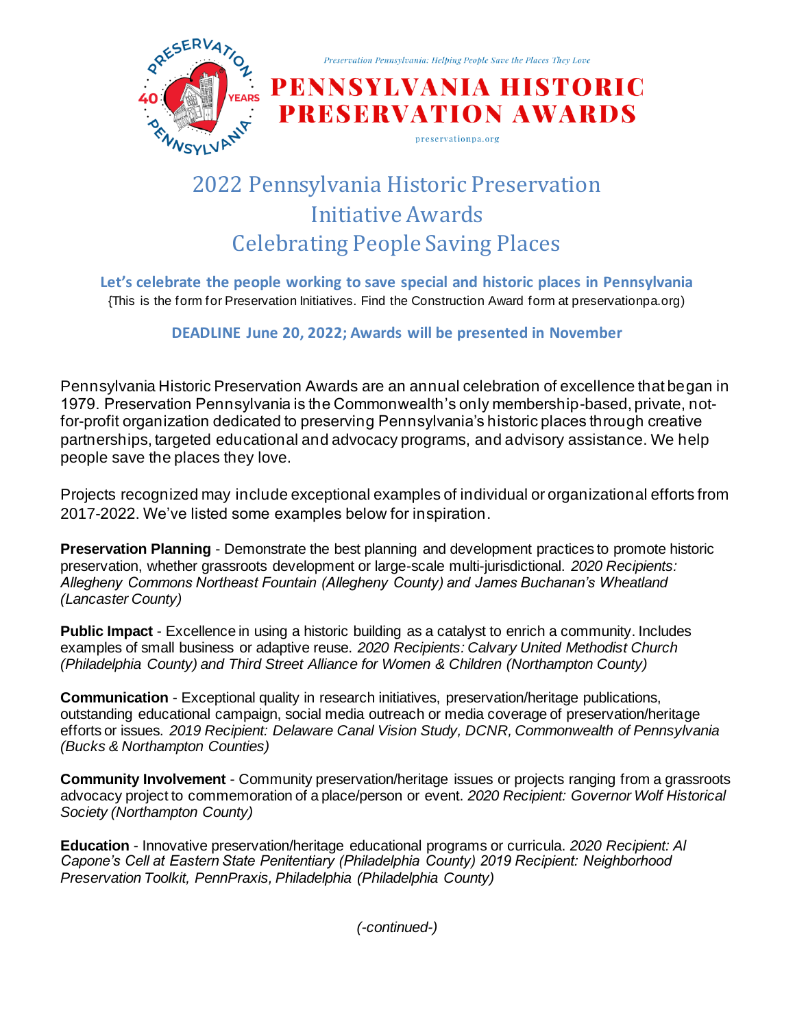Preservation Pennsylvania: Helping People Save the Places They Love

# PENNSYLVANIA HISTORIC PRESERVATION AWARDS

preservationpa.org

## 2022 Pennsylvania Historic Preservation Initiative Awards
## Celebrating People Saving Places

**Let's celebrate the people working to save special and historic places in Pennsylvania**

{This is the form for Preservation Initiatives. Find the Construction Award form at preservationpa.org)

**DEADLINE June 20, 2022; Awards will be presented in November**

Pennsylvania Historic Preservation Awards are an annual celebration of excellence that began in 1979. Preservation Pennsylvania is the Commonwealth's only membership-based, private, not-for-profit organization dedicated to preserving Pennsylvania's historic places through creative partnerships, targeted educational and advocacy programs, and advisory assistance. We help people save the places they love.

Projects recognized may include exceptional examples of individual or organizational efforts from 2017-2022. We've listed some examples below for inspiration.

**Preservation Planning** - Demonstrate the best planning and development practices to promote historic preservation, whether grassroots development or large-scale multi-jurisdictional. *2020 Recipients: Allegheny Commons Northeast Fountain (Allegheny County) and James Buchanan's Wheatland (Lancaster County)*

**Public Impact** - Excellence in using a historic building as a catalyst to enrich a community. Includes examples of small business or adaptive reuse. *2020 Recipients: Calvary United Methodist Church (Philadelphia County) and Third Street Alliance for Women & Children (Northampton County)*

**Communication** - Exceptional quality in research initiatives, preservation/heritage publications, outstanding educational campaign, social media outreach or media coverage of preservation/heritage efforts or issues. *2019 Recipient: Delaware Canal Vision Study, DCNR, Commonwealth of Pennsylvania (Bucks & Northampton Counties)*

**Community Involvement** - Community preservation/heritage issues or projects ranging from a grassroots advocacy project to commemoration of a place/person or event. *2020 Recipient: Governor Wolf Historical Society (Northampton County)*

**Education** - Innovative preservation/heritage educational programs or curricula. *2020 Recipient: Al Capone's Cell at Eastern State Penitentiary (Philadelphia County) 2019 Recipient: Neighborhood Preservation Toolkit, PennPraxis, Philadelphia (Philadelphia County)*

*(-continued-)*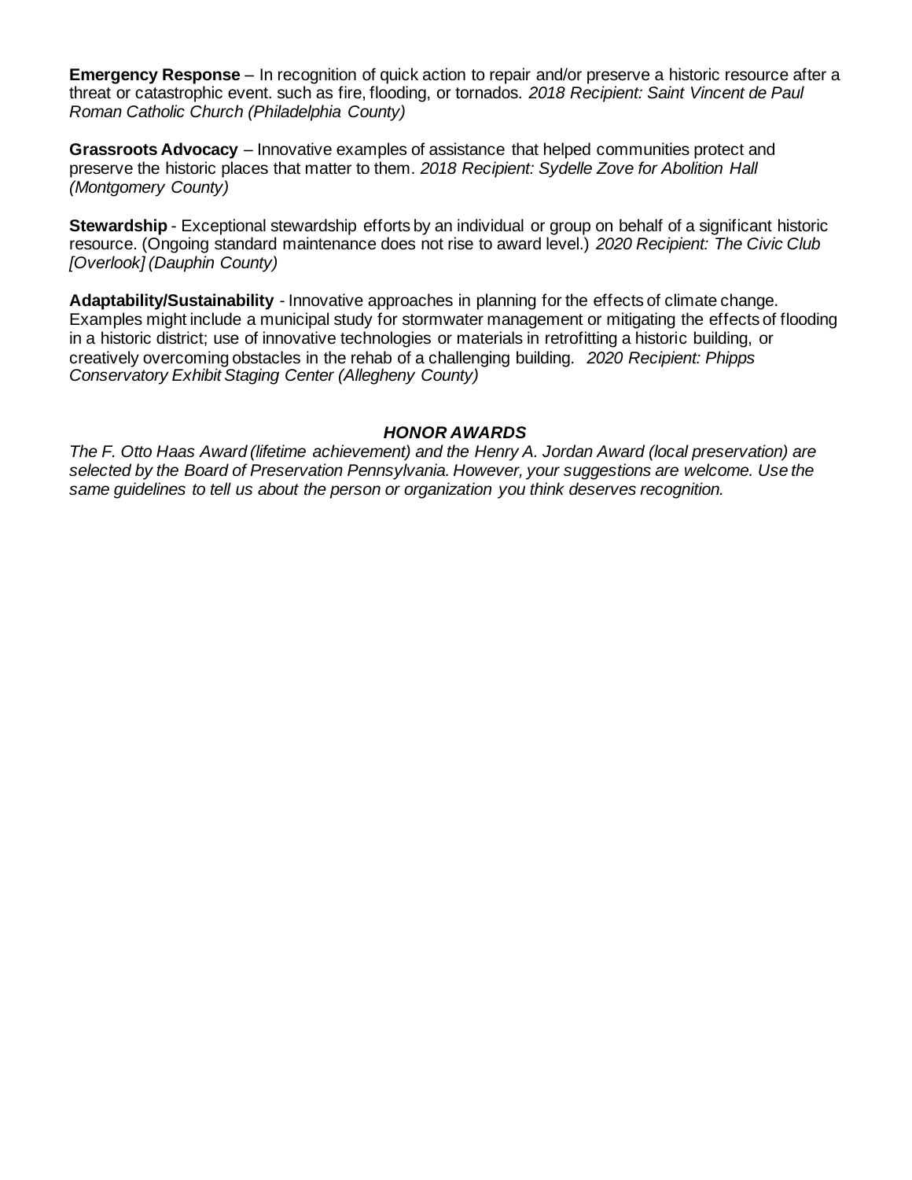**Emergency Response** – In recognition of quick action to repair and/or preserve a historic resource after a threat or catastrophic event. such as fire, flooding, or tornados. *2018 Recipient: Saint Vincent de Paul Roman Catholic Church (Philadelphia County)*

**Grassroots Advocacy** – Innovative examples of assistance that helped communities protect and preserve the historic places that matter to them. *2018 Recipient: Sydelle Zove for Abolition Hall (Montgomery County)*

**Stewardship** - Exceptional stewardship efforts by an individual or group on behalf of a significant historic resource. (Ongoing standard maintenance does not rise to award level.) *2020 Recipient: The Civic Club [Overlook] (Dauphin County)*

**Adaptability/Sustainability** - Innovative approaches in planning for the effects of climate change. Examples might include a municipal study for stormwater management or mitigating the effects of flooding in a historic district; use of innovative technologies or materials in retrofitting a historic building, or creatively overcoming obstacles in the rehab of a challenging building. *2020 Recipient: Phipps Conservatory Exhibit Staging Center (Allegheny County)*

## *HONOR AWARDS*

*The F. Otto Haas Award (lifetime achievement) and the Henry A. Jordan Award (local preservation) are selected by the Board of Preservation Pennsylvania. However, your suggestions are welcome. Use the same guidelines to tell us about the person or organization you think deserves recognition.*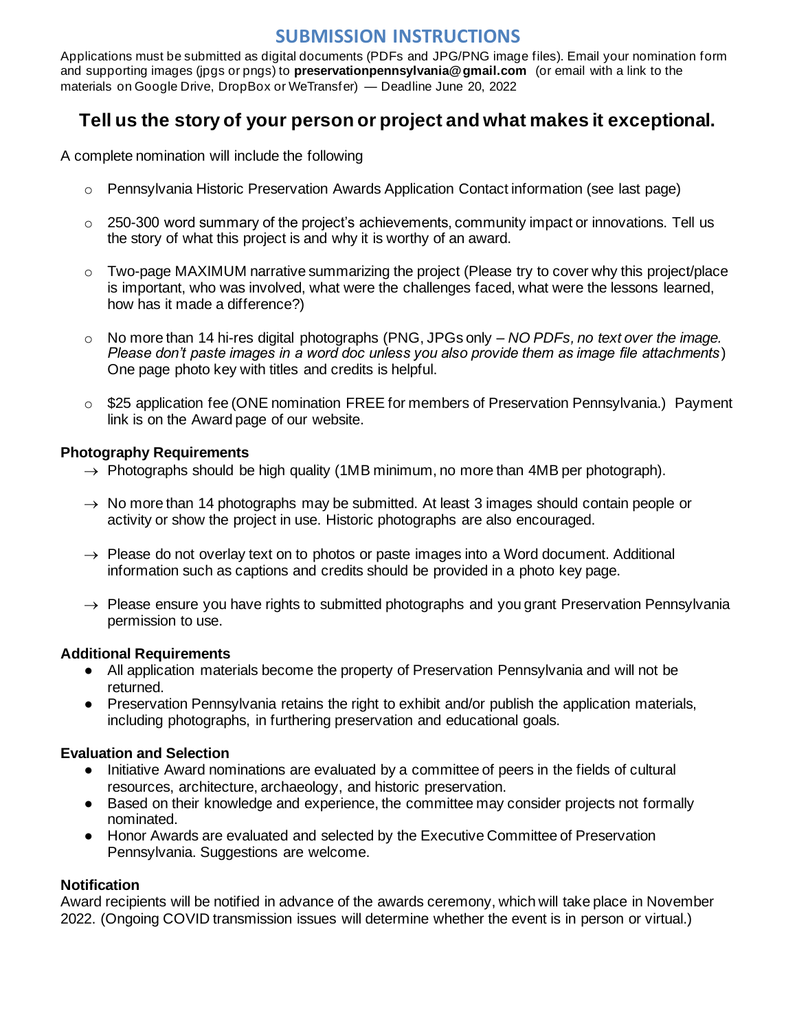# SUBMISSION INSTRUCTIONS

Applications must be submitted as digital documents (PDFs and JPG/PNG image files). Email your nomination form and supporting images (jpgs or pngs) to **preservationpennsylvania@gmail.com** (or email with a link to the materials on Google Drive, DropBox or WeTransfer) — Deadline June 20, 2022

## Tell us the story of your person or project and what makes it exceptional.

A complete nomination will include the following

- Pennsylvania Historic Preservation Awards Application Contact information (see last page)
- 250-300 word summary of the project's achievements, community impact or innovations. Tell us the story of what this project is and why it is worthy of an award.
- Two-page MAXIMUM narrative summarizing the project (Please try to cover why this project/place is important, who was involved, what were the challenges faced, what were the lessons learned, how has it made a difference?)
- No more than 14 hi-res digital photographs (PNG, JPGs only – *NO PDFs, no text over the image. Please don't paste images in a word doc unless you also provide them as image file attachments*) One page photo key with titles and credits is helpful.
- $25 application fee (ONE nomination FREE for members of Preservation Pennsylvania.) Payment link is on the Award page of our website.

**Photography Requirements**

- → Photographs should be high quality (1MB minimum, no more than 4MB per photograph).
- → No more than 14 photographs may be submitted. At least 3 images should contain people or activity or show the project in use. Historic photographs are also encouraged.
- → Please do not overlay text on to photos or paste images into a Word document. Additional information such as captions and credits should be provided in a photo key page.
- → Please ensure you have rights to submitted photographs and you grant Preservation Pennsylvania permission to use.

**Additional Requirements**

- All application materials become the property of Preservation Pennsylvania and will not be returned.
- Preservation Pennsylvania retains the right to exhibit and/or publish the application materials, including photographs, in furthering preservation and educational goals.

**Evaluation and Selection**

- Initiative Award nominations are evaluated by a committee of peers in the fields of cultural resources, architecture, archaeology, and historic preservation.
- Based on their knowledge and experience, the committee may consider projects not formally nominated.
- Honor Awards are evaluated and selected by the Executive Committee of Preservation Pennsylvania. Suggestions are welcome.

**Notification**

Award recipients will be notified in advance of the awards ceremony, which will take place in November 2022. (Ongoing COVID transmission issues will determine whether the event is in person or virtual.)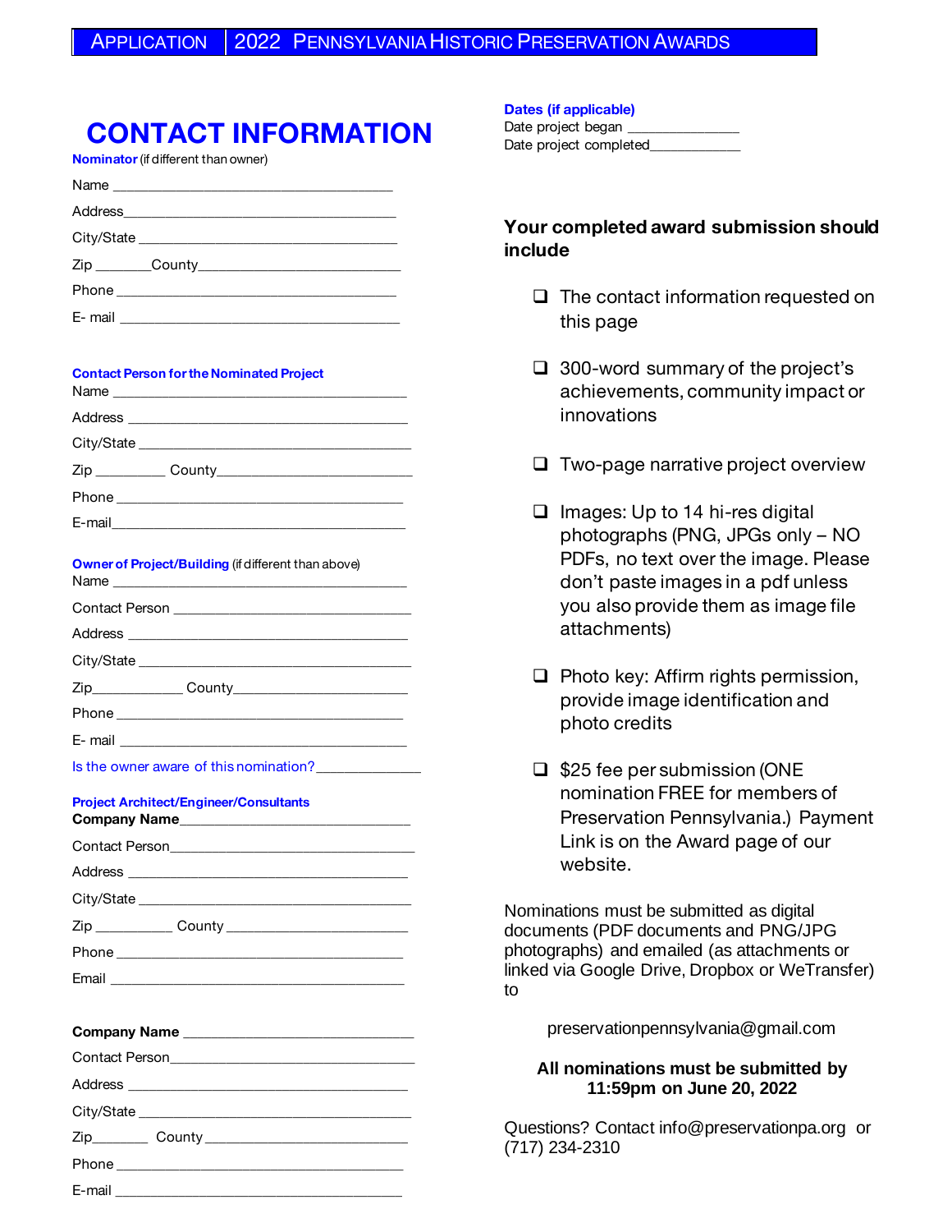APPLICATION | 2022 PENNSYLVANIA HISTORIC PRESERVATION AWARDS

# CONTACT INFORMATION

**Nominator** (if different than owner)

Name ___________________________________

Address___________________________________

City/State ________________________________

Zip _______County__________________________

Phone ___________________________________

E- mail ___________________________________

**Contact Person for the Nominated Project**

Name ___________________________________

Address __________________________________

City/State ________________________________

Zip _________ County_______________________

Phone ___________________________________

E-mail___________________________________

**Owner of Project/Building** (if different than above)

Name ___________________________________

Contact Person ____________________________

Address __________________________________

City/State ________________________________

Zip____________ County_____________________

Phone ___________________________________

E- mail ___________________________________

Is the owner aware of this nomination? _____________

**Project Architect/Engineer/Consultants**

**Company Name**___________________________

Contact Person_____________________________

Address __________________________________

City/State ________________________________

Zip __________ County ______________________

Phone ___________________________________

Email ____________________________________

**Company Name** ___________________________

Contact Person_____________________________

Address __________________________________

City/State ________________________________

Zip_______ County __________________________

Phone ___________________________________

E-mail ___________________________________

**Dates (if applicable)**

Date project began ______________

Date project completed____________

## Your completed award submission should include

- [ ] The contact information requested on this page
- [ ] 300-word summary of the project's achievements, community impact or innovations
- [ ] Two-page narrative project overview
- [ ] Images: Up to 14 hi-res digital photographs (PNG, JPGs only – NO PDFs, no text over the image. Please don't paste images in a pdf unless you also provide them as image file attachments)
- [ ] Photo key: Affirm rights permission, provide image identification and photo credits
- [ ] $25 fee per submission (ONE nomination FREE for members of Preservation Pennsylvania.) Payment Link is on the Award page of our website.

Nominations must be submitted as digital documents (PDF documents and PNG/JPG photographs) and emailed (as attachments or linked via Google Drive, Dropbox or WeTransfer) to

preservationpennsylvania@gmail.com

**All nominations must be submitted by 11:59pm on June 20, 2022**

Questions? Contact info@preservationpa.org or (717) 234-2310